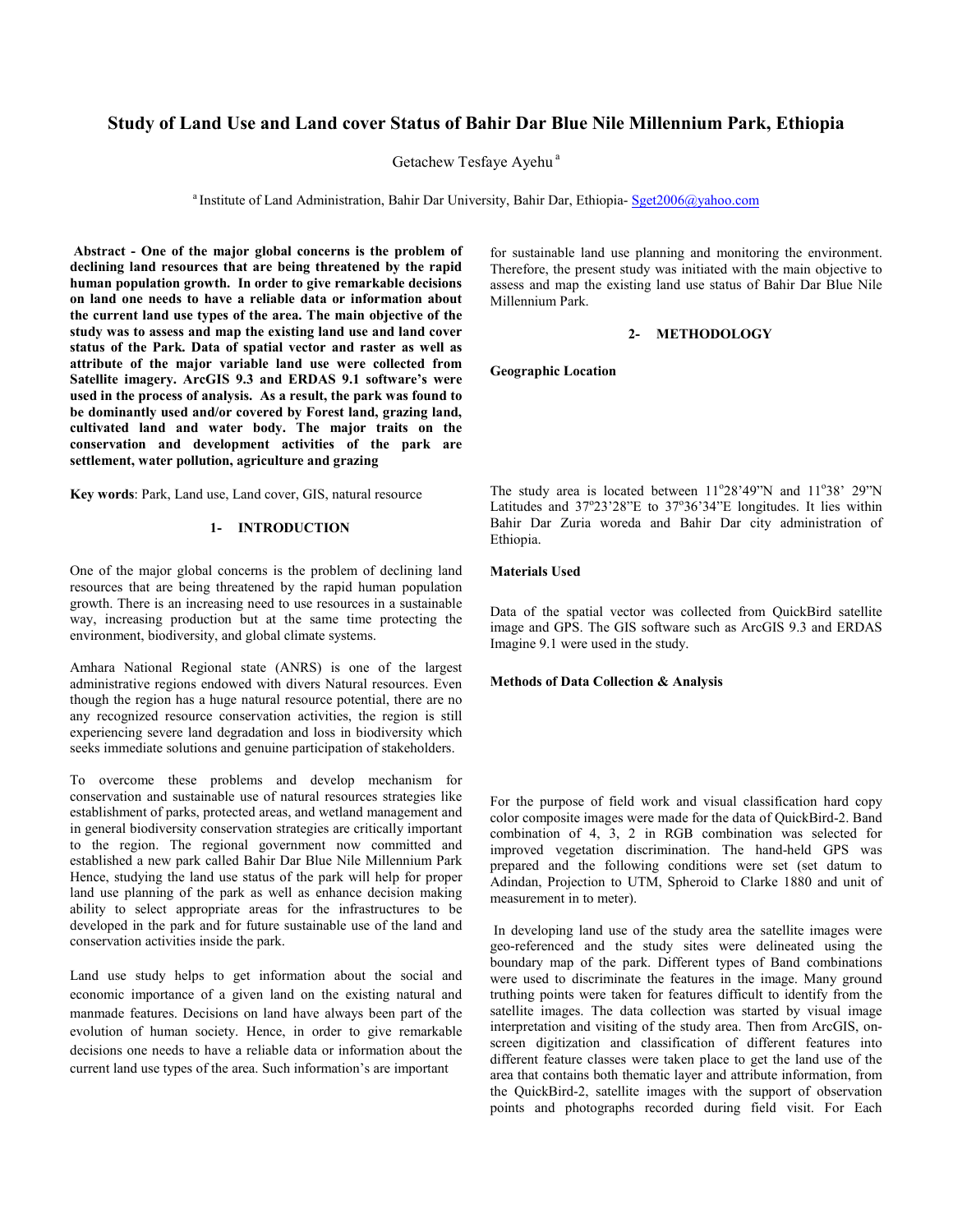# Study of Land Use and Land cover Status of Bahir Dar Blue Nile Millennium Park, Ethiopia

Getachew Tesfaye Ayehu [a]

[a] Institute of Land Administration, Bahir Dar University, Bahir Dar, Ethiopia- Sget2006@yahoo.com

**Abstract - One of the major global concerns is the problem of declining land resources that are being threatened by the rapid human population growth. In order to give remarkable decisions on land one needs to have a reliable data or information about the current land use types of the area. The main objective of the study was to assess and map the existing land use and land cover status of the Park. Data of spatial vector and raster as well as attribute of the major variable land use were collected from Satellite imagery. ArcGIS 9.3 and ERDAS 9.1 software's were used in the process of analysis. As a result, the park was found to be dominantly used and/or covered by Forest land, grazing land, cultivated land and water body. The major traits on the conservation and development activities of the park are settlement, water pollution, agriculture and grazing**

**Key words**: Park, Land use, Land cover, GIS, natural resource

## 1- INTRODUCTION

One of the major global concerns is the problem of declining land resources that are being threatened by the rapid human population growth. There is an increasing need to use resources in a sustainable way, increasing production but at the same time protecting the environment, biodiversity, and global climate systems.

Amhara National Regional state (ANRS) is one of the largest administrative regions endowed with divers Natural resources. Even though the region has a huge natural resource potential, there are no any recognized resource conservation activities, the region is still experiencing severe land degradation and loss in biodiversity which seeks immediate solutions and genuine participation of stakeholders.

To overcome these problems and develop mechanism for conservation and sustainable use of natural resources strategies like establishment of parks, protected areas, and wetland management and in general biodiversity conservation strategies are critically important to the region. The regional government now committed and established a new park called Bahir Dar Blue Nile Millennium Park Hence, studying the land use status of the park will help for proper land use planning of the park as well as enhance decision making ability to select appropriate areas for the infrastructures to be developed in the park and for future sustainable use of the land and conservation activities inside the park.

Land use study helps to get information about the social and economic importance of a given land on the existing natural and manmade features. Decisions on land have always been part of the evolution of human society. Hence, in order to give remarkable decisions one needs to have a reliable data or information about the current land use types of the area. Such information's are important for sustainable land use planning and monitoring the environment. Therefore, the present study was initiated with the main objective to assess and map the existing land use status of Bahir Dar Blue Nile Millennium Park.

## 2- METHODOLOGY

### Geographic Location

The study area is located between 11°28'49"N and 11°38' 29"N Latitudes and 37°23'28"E to 37°36'34"E longitudes. It lies within Bahir Dar Zuria woreda and Bahir Dar city administration of Ethiopia.

### Materials Used

Data of the spatial vector was collected from QuickBird satellite image and GPS. The GIS software such as ArcGIS 9.3 and ERDAS Imagine 9.1 were used in the study.

### Methods of Data Collection & Analysis

For the purpose of field work and visual classification hard copy color composite images were made for the data of QuickBird-2. Band combination of 4, 3, 2 in RGB combination was selected for improved vegetation discrimination. The hand-held GPS was prepared and the following conditions were set (set datum to Adindan, Projection to UTM, Spheroid to Clarke 1880 and unit of measurement in to meter).

In developing land use of the study area the satellite images were geo-referenced and the study sites were delineated using the boundary map of the park. Different types of Band combinations were used to discriminate the features in the image. Many ground truthing points were taken for features difficult to identify from the satellite images. The data collection was started by visual image interpretation and visiting of the study area. Then from ArcGIS, on-screen digitization and classification of different features into different feature classes were taken place to get the land use of the area that contains both thematic layer and attribute information, from the QuickBird-2, satellite images with the support of observation points and photographs recorded during field visit. For Each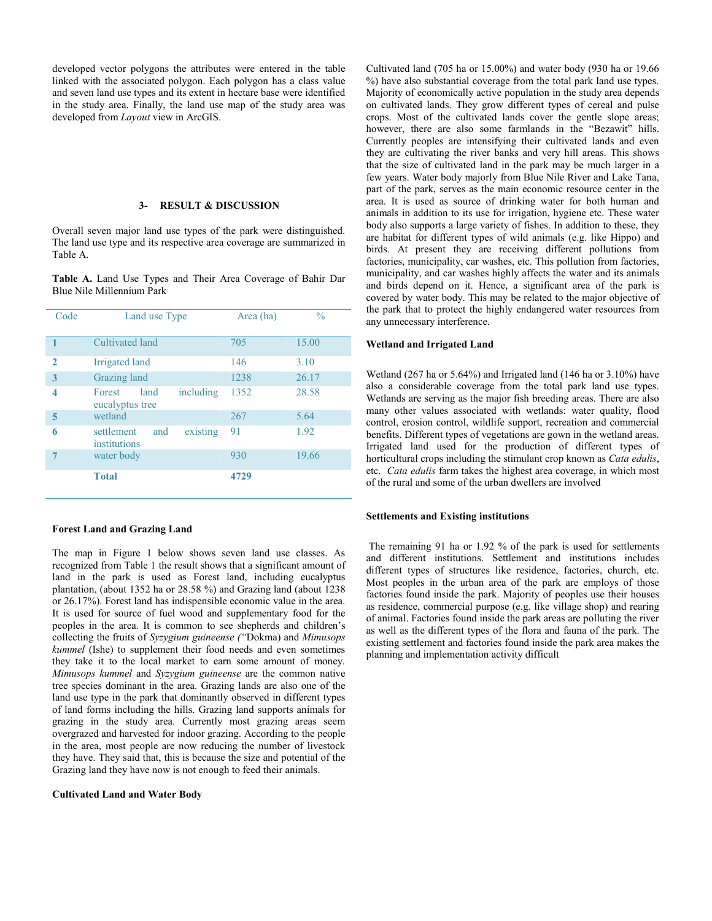developed vector polygons the attributes were entered in the table linked with the associated polygon. Each polygon has a class value and seven land use types and its extent in hectare base were identified in the study area. Finally, the land use map of the study area was developed from *Layout* view in ArcGIS.

## 3- RESULT & DISCUSSION

Overall seven major land use types of the park were distinguished. The land use type and its respective area coverage are summarized in Table A.

**Table A.** Land Use Types and Their Area Coverage of Bahir Dar Blue Nile Millennium Park

| Code | Land use Type | Area (ha) | % |
|---|---|---|---|
| **1** | Cultivated land | 705 | 15.00 |
| **2** | Irrigated land | 146 | 3.10 |
| **3** | Grazing land | 1238 | 26.17 |
| **4** | Forest land including eucalyptus tree | 1352 | 28.58 |
| **5** | wetland | 267 | 5.64 |
| **6** | settlement and existing institutions | 91 | 1.92 |
| **7** | water body | 930 | 19.66 |
| | **Total** | **4729** | |

### Forest Land and Grazing Land

The map in Figure 1 below shows seven land use classes. As recognized from Table 1 the result shows that a significant amount of land in the park is used as Forest land, including eucalyptus plantation, (about 1352 ha or 28.58 %) and Grazing land (about 1238 or 26.17%). Forest land has indispensible economic value in the area. It is used for source of fuel wood and supplementary food for the peoples in the area. It is common to see shepherds and children's collecting the fruits of *Syzygium guineense ("*Dokma) and *Mimusops kummel* (Ishe) to supplement their food needs and even sometimes they take it to the local market to earn some amount of money. *Mimusops kummel* and *Syzygium guineense* are the common native tree species dominant in the area. Grazing lands are also one of the land use type in the park that dominantly observed in different types of land forms including the hills. Grazing land supports animals for grazing in the study area. Currently most grazing areas seem overgrazed and harvested for indoor grazing. According to the people in the area, most people are now reducing the number of livestock they have. They said that, this is because the size and potential of the Grazing land they have now is not enough to feed their animals.

### Cultivated Land and Water Body

Cultivated land (705 ha or 15.00%) and water body (930 ha or 19.66 %) have also substantial coverage from the total park land use types. Majority of economically active population in the study area depends on cultivated lands. They grow different types of cereal and pulse crops. Most of the cultivated lands cover the gentle slope areas; however, there are also some farmlands in the "Bezawit" hills. Currently peoples are intensifying their cultivated lands and even they are cultivating the river banks and very hill areas. This shows that the size of cultivated land in the park may be much larger in a few years. Water body majorly from Blue Nile River and Lake Tana, part of the park, serves as the main economic resource center in the area. It is used as source of drinking water for both human and animals in addition to its use for irrigation, hygiene etc. These water body also supports a large variety of fishes. In addition to these, they are habitat for different types of wild animals (e.g. like Hippo) and birds. At present they are receiving different pollutions from factories, municipality, car washes, etc. This pollution from factories, municipality, and car washes highly affects the water and its animals and birds depend on it. Hence, a significant area of the park is covered by water body. This may be related to the major objective of the park that to protect the highly endangered water resources from any unnecessary interference.

### Wetland and Irrigated Land

Wetland (267 ha or 5.64%) and Irrigated land (146 ha or 3.10%) have also a considerable coverage from the total park land use types. Wetlands are serving as the major fish breeding areas. There are also many other values associated with wetlands: water quality, flood control, erosion control, wildlife support, recreation and commercial benefits. Different types of vegetations are gown in the wetland areas. Irrigated land used for the production of different types of horticultural crops including the stimulant crop known as *Cata edulis*, etc. *Cata edulis* farm takes the highest area coverage, in which most of the rural and some of the urban dwellers are involved

### Settlements and Existing institutions

The remaining 91 ha or 1.92 % of the park is used for settlements and different institutions. Settlement and institutions includes different types of structures like residence, factories, church, etc. Most peoples in the urban area of the park are employs of those factories found inside the park. Majority of peoples use their houses as residence, commercial purpose (e.g. like village shop) and rearing of animal. Factories found inside the park areas are polluting the river as well as the different types of the flora and fauna of the park. The existing settlement and factories found inside the park area makes the planning and implementation activity difficult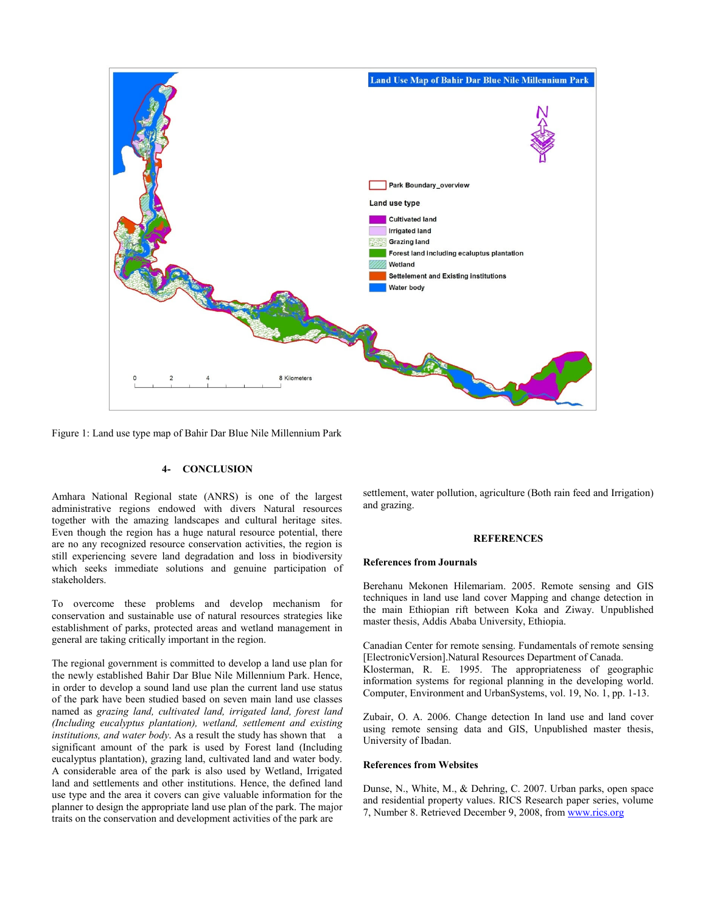Land Use Map of Bahir Dar Blue Nile Millennium Park

Park Boundary_overview

Land use type

Cultivated land

Irrigated land

Grazing land

Forest land including ecaluptus plantation

Wetland

Settelement and Existing Institutions

Water body

0 2 4 8 Kilometers

Figure 1: Land use type map of Bahir Dar Blue Nile Millennium Park

## 4- CONCLUSION

Amhara National Regional state (ANRS) is one of the largest administrative regions endowed with divers Natural resources together with the amazing landscapes and cultural heritage sites. Even though the region has a huge natural resource potential, there are no any recognized resource conservation activities, the region is still experiencing severe land degradation and loss in biodiversity which seeks immediate solutions and genuine participation of stakeholders.

To overcome these problems and develop mechanism for conservation and sustainable use of natural resources strategies like establishment of parks, protected areas and wetland management in general are taking critically important in the region.

The regional government is committed to develop a land use plan for the newly established Bahir Dar Blue Nile Millennium Park. Hence, in order to develop a sound land use plan the current land use status of the park have been studied based on seven main land use classes named as *grazing land, cultivated land, irrigated land, forest land (Including eucalyptus plantation), wetland, settlement and existing institutions, and water body*. As a result the study has shown that a significant amount of the park is used by Forest land (Including eucalyptus plantation), grazing land, cultivated land and water body. A considerable area of the park is also used by Wetland, Irrigated land and settlements and other institutions. Hence, the defined land use type and the area it covers can give valuable information for the planner to design the appropriate land use plan of the park. The major traits on the conservation and development activities of the park are settlement, water pollution, agriculture (Both rain feed and Irrigation) and grazing.

## REFERENCES

### References from Journals

Berehanu Mekonen Hilemariam. 2005. Remote sensing and GIS techniques in land use land cover Mapping and change detection in the main Ethiopian rift between Koka and Ziway. Unpublished master thesis, Addis Ababa University, Ethiopia.

Canadian Center for remote sensing. Fundamentals of remote sensing [ElectronicVersion].Natural Resources Department of Canada.
Klosterman, R. E. 1995. The appropriateness of geographic information systems for regional planning in the developing world. Computer, Environment and UrbanSystems, vol. 19, No. 1, pp. 1-13.

Zubair, O. A. 2006. Change detection In land use and land cover using remote sensing data and GIS, Unpublished master thesis, University of Ibadan.

### References from Websites

Dunse, N., White, M., & Dehring, C. 2007. Urban parks, open space and residential property values. RICS Research paper series, volume 7, Number 8. Retrieved December 9, 2008, from www.rics.org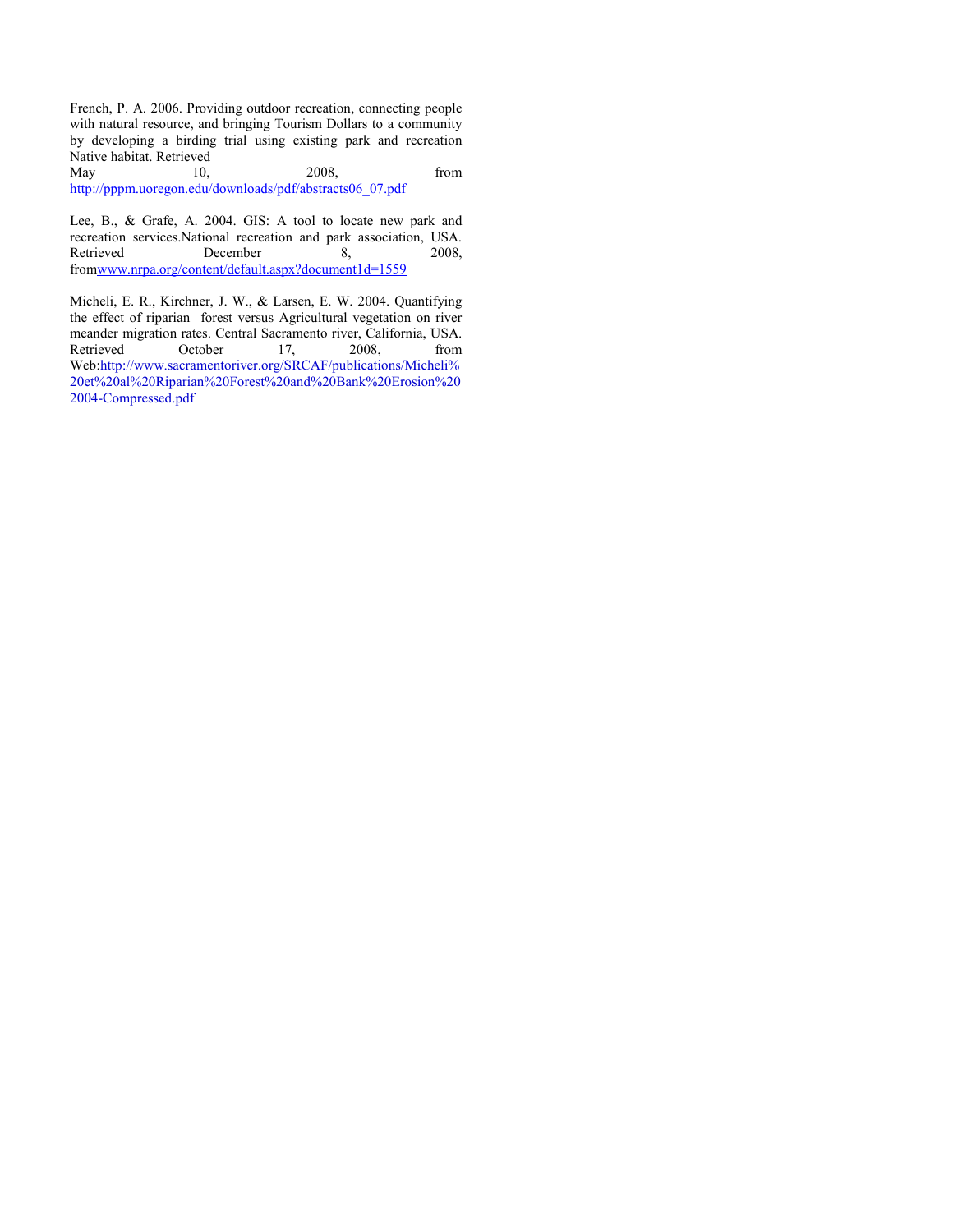French, P. A. 2006. Providing outdoor recreation, connecting people with natural resource, and bringing Tourism Dollars to a community by developing a birding trial using existing park and recreation Native habitat. Retrieved May 10, 2008, from http://pppm.uoregon.edu/downloads/pdf/abstracts06_07.pdf

Lee, B., & Grafe, A. 2004. GIS: A tool to locate new park and recreation services.National recreation and park association, USA. Retrieved December 8, 2008, fromwww.nrpa.org/content/default.aspx?document1d=1559

Micheli, E. R., Kirchner, J. W., & Larsen, E. W. 2004. Quantifying the effect of riparian forest versus Agricultural vegetation on river meander migration rates. Central Sacramento river, California, USA. Retrieved October 17, 2008, from Web:http://www.sacramentoriver.org/SRCAF/publications/Micheli%20et%20al%20Riparian%20Forest%20and%20Bank%20Erosion%202004-Compressed.pdf